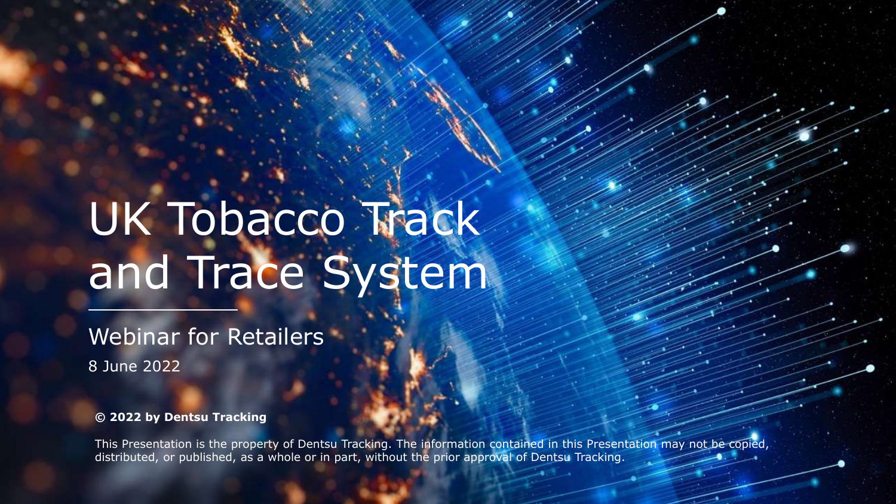# UK Tobacco Track and Trace System

## Webinar for Retailers

8 June 2022

**© 2022 by Dentsu Tracking**

This Presentation is the property of Dentsu Tracking. The information contained in this Presentation may not be copied, distributed, or published, as a whole or in part, without the prior approval of Dentsu Tracking.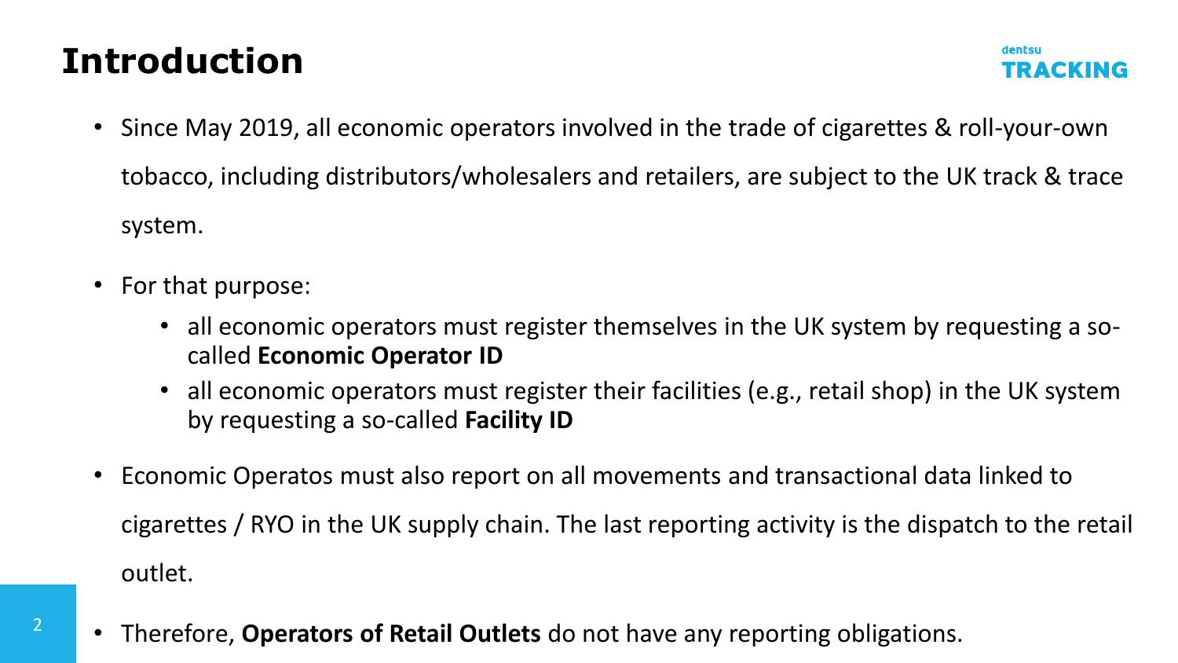# Introduction

- Since May 2019, all economic operators involved in the trade of cigarettes & roll-your-own tobacco, including distributors/wholesalers and retailers, are subject to the UK track & trace system.
- For that purpose:
  - all economic operators must register themselves in the UK system by requesting a so-called **Economic Operator ID**
  - all economic operators must register their facilities (e.g., retail shop) in the UK system by requesting a so-called **Facility ID**
- Economic Operatos must also report on all movements and transactional data linked to cigarettes / RYO in the UK supply chain. The last reporting activity is the dispatch to the retail outlet.
- Therefore, **Operators of Retail Outlets** do not have any reporting obligations.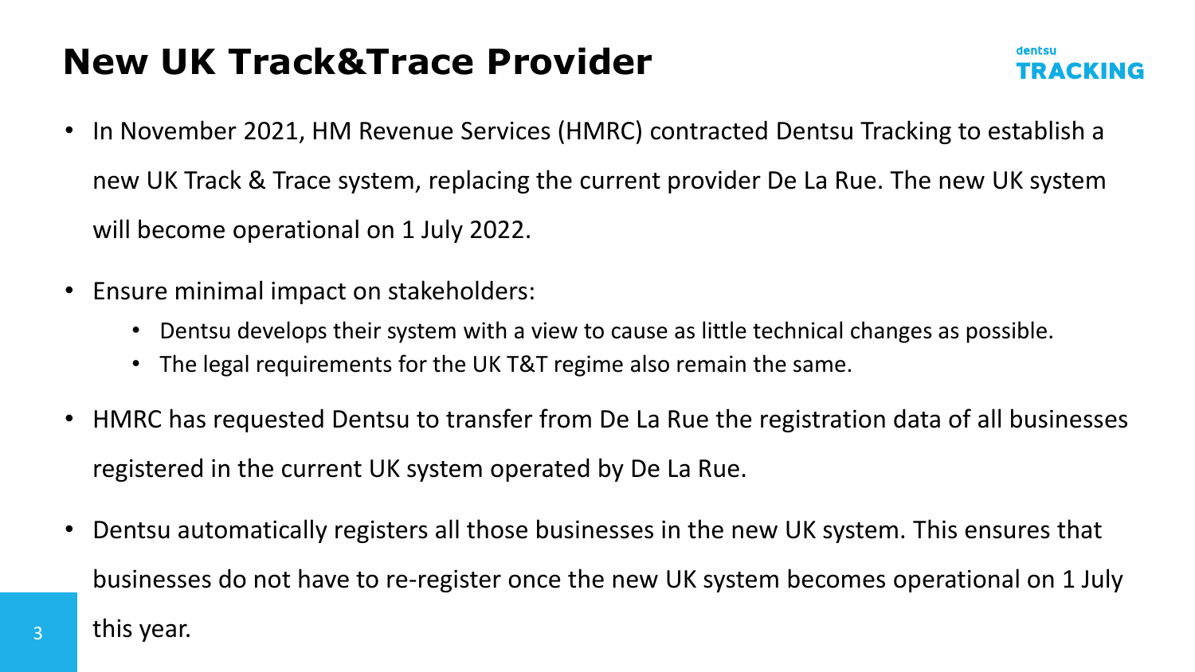# New UK Track&Trace Provider

dentsu
**TRACKING**

- In November 2021, HM Revenue Services (HMRC) contracted Dentsu Tracking to establish a new UK Track & Trace system, replacing the current provider De La Rue. The new UK system will become operational on 1 July 2022.
- Ensure minimal impact on stakeholders:
  - Dentsu develops their system with a view to cause as little technical changes as possible.
  - The legal requirements for the UK T&T regime also remain the same.
- HMRC has requested Dentsu to transfer from De La Rue the registration data of all businesses registered in the current UK system operated by De La Rue.
- Dentsu automatically registers all those businesses in the new UK system. This ensures that businesses do not have to re-register once the new UK system becomes operational on 1 July this year.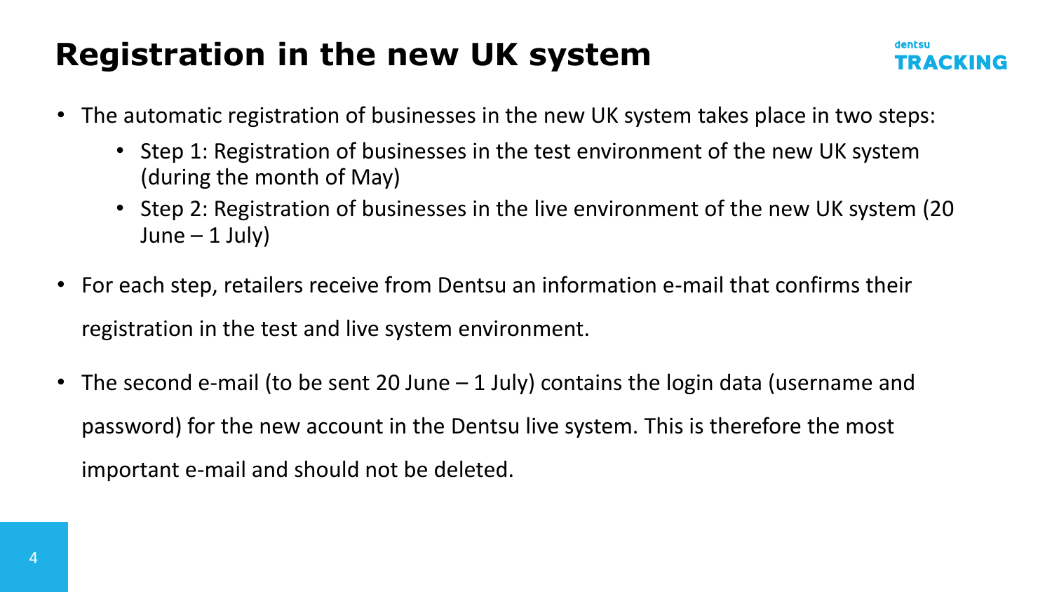# Registration in the new UK system

dentsu TRACKING

- The automatic registration of businesses in the new UK system takes place in two steps:
  - Step 1: Registration of businesses in the test environment of the new UK system (during the month of May)
  - Step 2: Registration of businesses in the live environment of the new UK system (20 June – 1 July)
- For each step, retailers receive from Dentsu an information e-mail that confirms their registration in the test and live system environment.
- The second e-mail (to be sent 20 June – 1 July) contains the login data (username and password) for the new account in the Dentsu live system. This is therefore the most important e-mail and should not be deleted.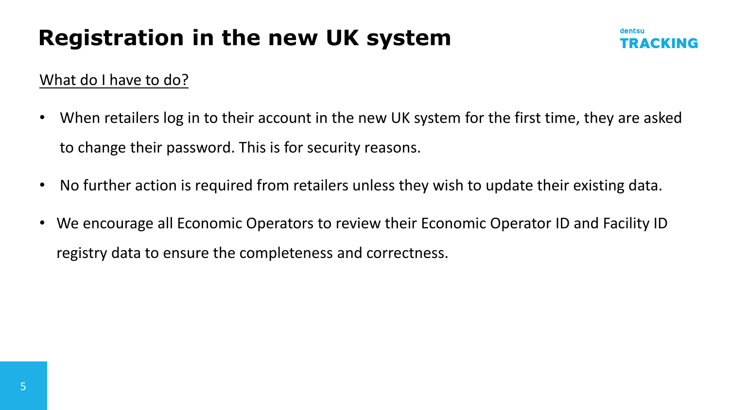# Registration in the new UK system

What do I have to do?

- When retailers log in to their account in the new UK system for the first time, they are asked to change their password. This is for security reasons.
- No further action is required from retailers unless they wish to update their existing data.
- We encourage all Economic Operators to review their Economic Operator ID and Facility ID registry data to ensure the completeness and correctness.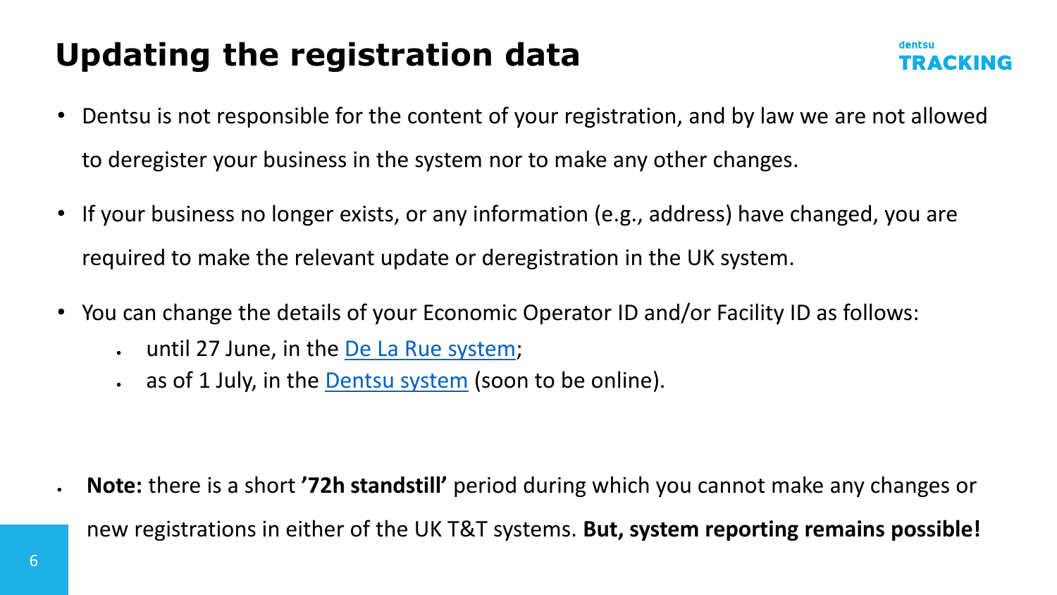# Updating the registration data

- Dentsu is not responsible for the content of your registration, and by law we are not allowed to deregister your business in the system nor to make any other changes.
- If your business no longer exists, or any information (e.g., address) have changed, you are required to make the relevant update or deregistration in the UK system.
- You can change the details of your Economic Operator ID and/or Facility ID as follows:
  - until 27 June, in the De La Rue system;
  - as of 1 July, in the Dentsu system (soon to be online).

- **Note:** there is a short **'72h standstill'** period during which you cannot make any changes or new registrations in either of the UK T&T systems. **But, system reporting remains possible!**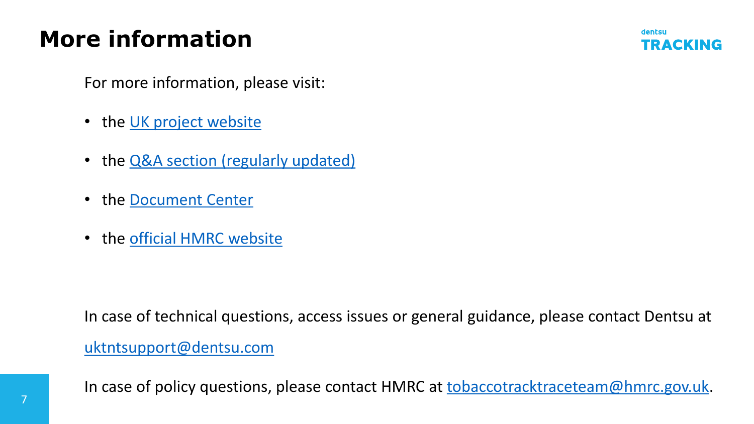# More information

For more information, please visit:

- the UK project website
- the Q&A section (regularly updated)
- the Document Center
- the official HMRC website

In case of technical questions, access issues or general guidance, please contact Dentsu at uktntsupport@dentsu.com

In case of policy questions, please contact HMRC at tobaccotracktraceteam@hmrc.gov.uk.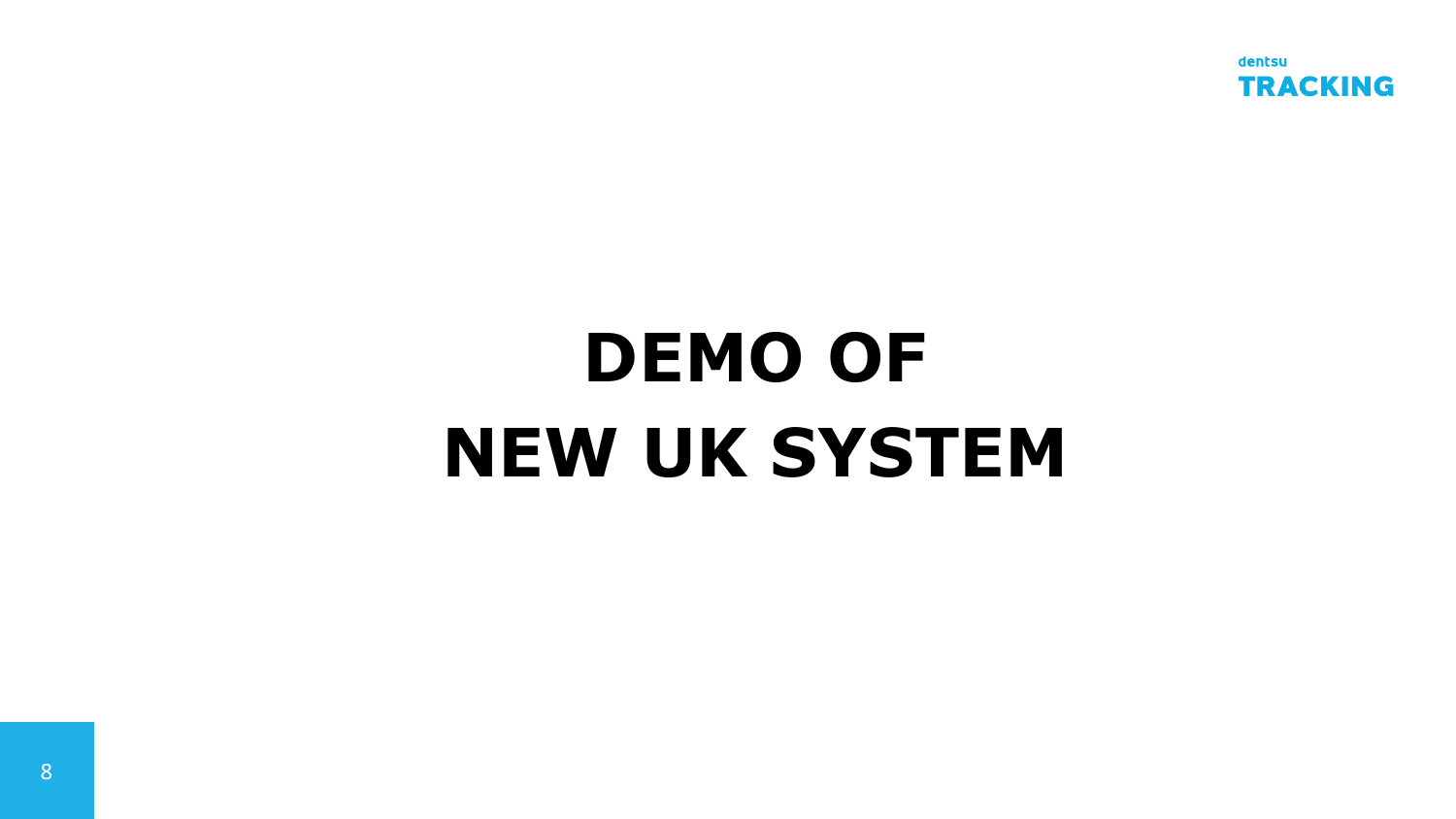# DEMO OF NEW UK SYSTEM